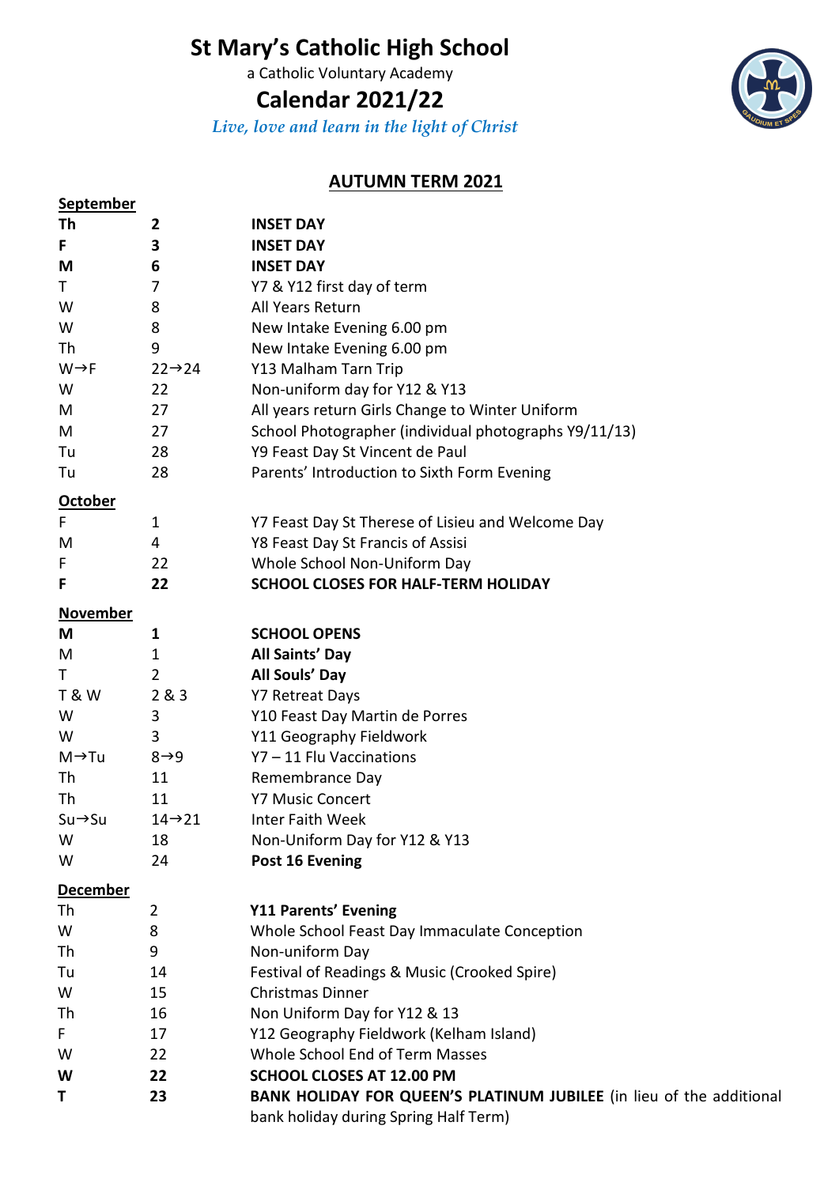# St Mary's Catholic High School

a Catholic Voluntary Academy

## Calendar 2021/22

*Live, love and learn in the light of Christ*

## AUTUMN TERM 2021

**September**

| | | |
|---|---|---|
| **Th** | **2** | **INSET DAY** |
| **F** | **3** | **INSET DAY** |
| **M** | **6** | **INSET DAY** |
| T | 7 | Y7 & Y12 first day of term |
| W | 8 | All Years Return |
| W | 8 | New Intake Evening 6.00 pm |
| Th | 9 | New Intake Evening 6.00 pm |
| W→F | 22→24 | Y13 Malham Tarn Trip |
| W | 22 | Non-uniform day for Y12 & Y13 |
| M | 27 | All years return Girls Change to Winter Uniform |
| M | 27 | School Photographer (individual photographs Y9/11/13) |
| Tu | 28 | Y9 Feast Day St Vincent de Paul |
| Tu | 28 | Parents' Introduction to Sixth Form Evening |

**October**

| | | |
|---|---|---|
| F | 1 | Y7 Feast Day St Therese of Lisieu and Welcome Day |
| M | 4 | Y8 Feast Day St Francis of Assisi |
| F | 22 | Whole School Non-Uniform Day |
| **F** | **22** | **SCHOOL CLOSES FOR HALF-TERM HOLIDAY** |

**November**

| | | |
|---|---|---|
| **M** | **1** | **SCHOOL OPENS** |
| M | 1 | **All Saints' Day** |
| T | 2 | **All Souls' Day** |
| T & W | 2 & 3 | Y7 Retreat Days |
| W | 3 | Y10 Feast Day Martin de Porres |
| W | 3 | Y11 Geography Fieldwork |
| M→Tu | 8→9 | Y7 – 11 Flu Vaccinations |
| Th | 11 | Remembrance Day |
| Th | 11 | Y7 Music Concert |
| Su→Su | 14→21 | Inter Faith Week |
| W | 18 | Non-Uniform Day for Y12 & Y13 |
| W | 24 | **Post 16 Evening** |

**December**

| | | |
|---|---|---|
| Th | 2 | **Y11 Parents' Evening** |
| W | 8 | Whole School Feast Day Immaculate Conception |
| Th | 9 | Non-uniform Day |
| Tu | 14 | Festival of Readings & Music (Crooked Spire) |
| W | 15 | Christmas Dinner |
| Th | 16 | Non Uniform Day for Y12 & 13 |
| F | 17 | Y12 Geography Fieldwork (Kelham Island) |
| W | 22 | Whole School End of Term Masses |
| **W** | **22** | **SCHOOL CLOSES AT 12.00 PM** |
| **T** | **23** | **BANK HOLIDAY FOR QUEEN'S PLATINUM JUBILEE** (in lieu of the additional bank holiday during Spring Half Term) |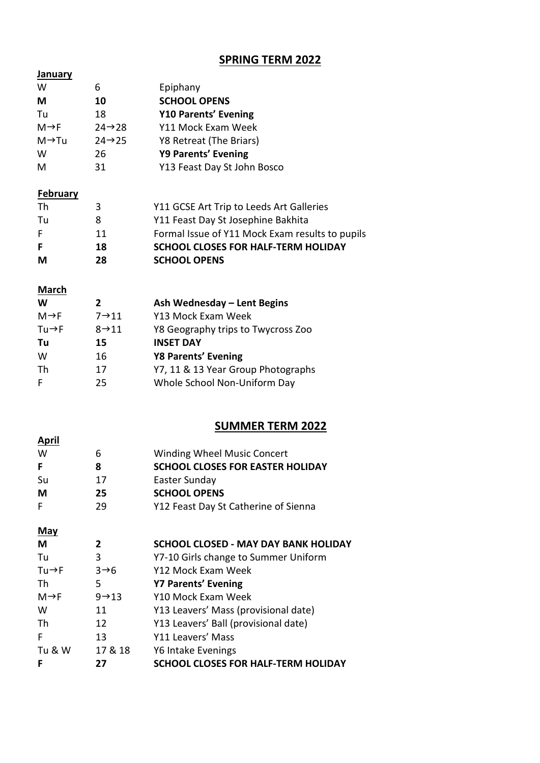## SPRING TERM 2022

**January**

| | | |
|---|---|---|
| W | 6 | Epiphany |
| **M** | **10** | **SCHOOL OPENS** |
| Tu | 18 | **Y10 Parents' Evening** |
| M→F | 24→28 | Y11 Mock Exam Week |
| M→Tu | 24→25 | Y8 Retreat (The Briars) |
| W | 26 | **Y9 Parents' Evening** |
| M | 31 | Y13 Feast Day St John Bosco |

**February**

| | | |
|---|---|---|
| Th | 3 | Y11 GCSE Art Trip to Leeds Art Galleries |
| Tu | 8 | Y11 Feast Day St Josephine Bakhita |
| F | 11 | Formal Issue of Y11 Mock Exam results to pupils |
| **F** | **18** | **SCHOOL CLOSES FOR HALF-TERM HOLIDAY** |
| **M** | **28** | **SCHOOL OPENS** |

**March**

| | | |
|---|---|---|
| **W** | **2** | **Ash Wednesday – Lent Begins** |
| M→F | 7→11 | Y13 Mock Exam Week |
| Tu→F | 8→11 | Y8 Geography trips to Twycross Zoo |
| **Tu** | **15** | **INSET DAY** |
| W | 16 | **Y8 Parents' Evening** |
| Th | 17 | Y7, 11 & 13 Year Group Photographs |
| F | 25 | Whole School Non-Uniform Day |

## SUMMER TERM 2022

**April**

| | | |
|---|---|---|
| W | 6 | Winding Wheel Music Concert |
| **F** | **8** | **SCHOOL CLOSES FOR EASTER HOLIDAY** |
| Su | 17 | Easter Sunday |
| **M** | **25** | **SCHOOL OPENS** |
| F | 29 | Y12 Feast Day St Catherine of Sienna |

**May**

| | | |
|---|---|---|
| **M** | **2** | **SCHOOL CLOSED - MAY DAY BANK HOLIDAY** |
| Tu | 3 | Y7-10 Girls change to Summer Uniform |
| Tu→F | 3→6 | Y12 Mock Exam Week |
| Th | 5 | **Y7 Parents' Evening** |
| M→F | 9→13 | Y10 Mock Exam Week |
| W | 11 | Y13 Leavers' Mass (provisional date) |
| Th | 12 | Y13 Leavers' Ball (provisional date) |
| F | 13 | Y11 Leavers' Mass |
| Tu & W | 17 & 18 | Y6 Intake Evenings |
| **F** | **27** | **SCHOOL CLOSES FOR HALF-TERM HOLIDAY** |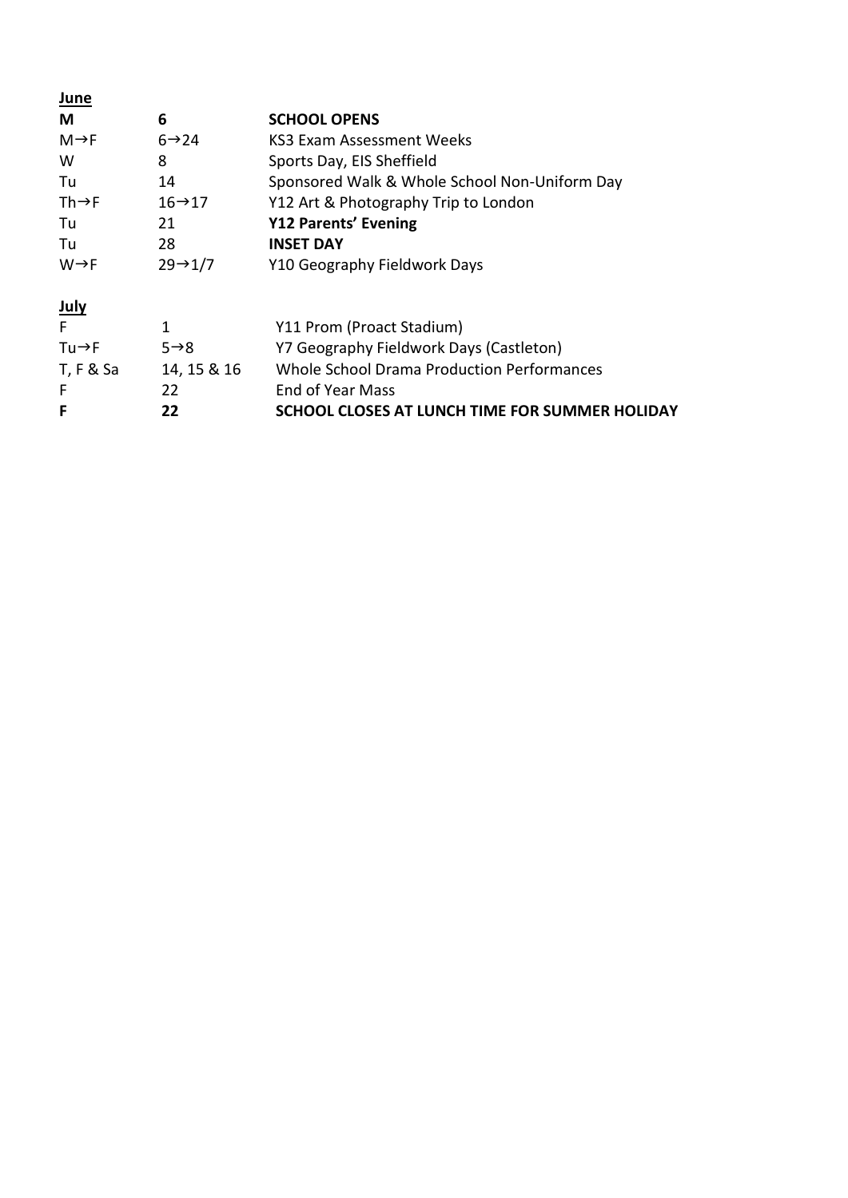**June**

| | | |
|---|---|---|
| **M** | **6** | **SCHOOL OPENS** |
| M→F | 6→24 | KS3 Exam Assessment Weeks |
| W | 8 | Sports Day, EIS Sheffield |
| Tu | 14 | Sponsored Walk & Whole School Non-Uniform Day |
| Th→F | 16→17 | Y12 Art & Photography Trip to London |
| Tu | 21 | **Y12 Parents' Evening** |
| Tu | 28 | **INSET DAY** |
| W→F | 29→1/7 | Y10 Geography Fieldwork Days |

**July**

| | | |
|---|---|---|
| F | 1 | Y11 Prom (Proact Stadium) |
| Tu→F | 5→8 | Y7 Geography Fieldwork Days (Castleton) |
| T, F & Sa | 14, 15 & 16 | Whole School Drama Production Performances |
| F | 22 | End of Year Mass |
| **F** | **22** | **SCHOOL CLOSES AT LUNCH TIME FOR SUMMER HOLIDAY** |